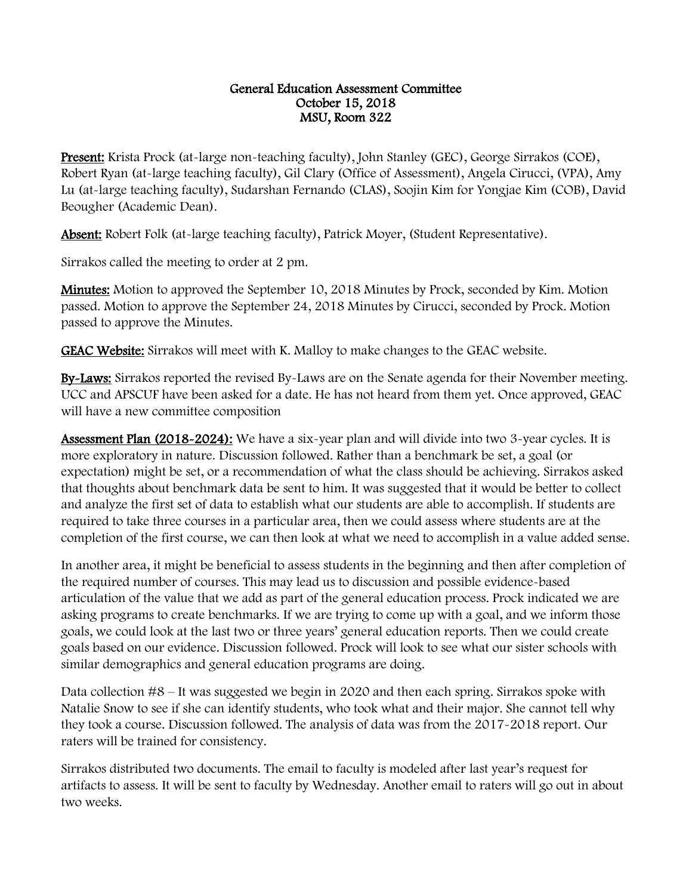# General Education Assessment Committee
## October 15, 2018
## MSU, Room 322

**Present:** Krista Prock (at-large non-teaching faculty), John Stanley (GEC), George Sirrakos (COE), Robert Ryan (at-large teaching faculty), Gil Clary (Office of Assessment), Angela Cirucci, (VPA), Amy Lu (at-large teaching faculty), Sudarshan Fernando (CLAS), Soojin Kim for Yongjae Kim (COB), David Beougher (Academic Dean).

**Absent:** Robert Folk (at-large teaching faculty), Patrick Moyer, (Student Representative).

Sirrakos called the meeting to order at 2 pm.

**Minutes:** Motion to approved the September 10, 2018 Minutes by Prock, seconded by Kim. Motion passed. Motion to approve the September 24, 2018 Minutes by Cirucci, seconded by Prock. Motion passed to approve the Minutes.

**GEAC Website:** Sirrakos will meet with K. Malloy to make changes to the GEAC website.

**By-Laws:** Sirrakos reported the revised By-Laws are on the Senate agenda for their November meeting. UCC and APSCUF have been asked for a date. He has not heard from them yet. Once approved, GEAC will have a new committee composition

**Assessment Plan (2018-2024):** We have a six-year plan and will divide into two 3-year cycles. It is more exploratory in nature. Discussion followed. Rather than a benchmark be set, a goal (or expectation) might be set, or a recommendation of what the class should be achieving. Sirrakos asked that thoughts about benchmark data be sent to him. It was suggested that it would be better to collect and analyze the first set of data to establish what our students are able to accomplish. If students are required to take three courses in a particular area, then we could assess where students are at the completion of the first course, we can then look at what we need to accomplish in a value added sense.

In another area, it might be beneficial to assess students in the beginning and then after completion of the required number of courses. This may lead us to discussion and possible evidence-based articulation of the value that we add as part of the general education process. Prock indicated we are asking programs to create benchmarks. If we are trying to come up with a goal, and we inform those goals, we could look at the last two or three years' general education reports. Then we could create goals based on our evidence. Discussion followed. Prock will look to see what our sister schools with similar demographics and general education programs are doing.

Data collection #8 – It was suggested we begin in 2020 and then each spring. Sirrakos spoke with Natalie Snow to see if she can identify students, who took what and their major. She cannot tell why they took a course. Discussion followed. The analysis of data was from the 2017-2018 report. Our raters will be trained for consistency.

Sirrakos distributed two documents. The email to faculty is modeled after last year's request for artifacts to assess. It will be sent to faculty by Wednesday. Another email to raters will go out in about two weeks.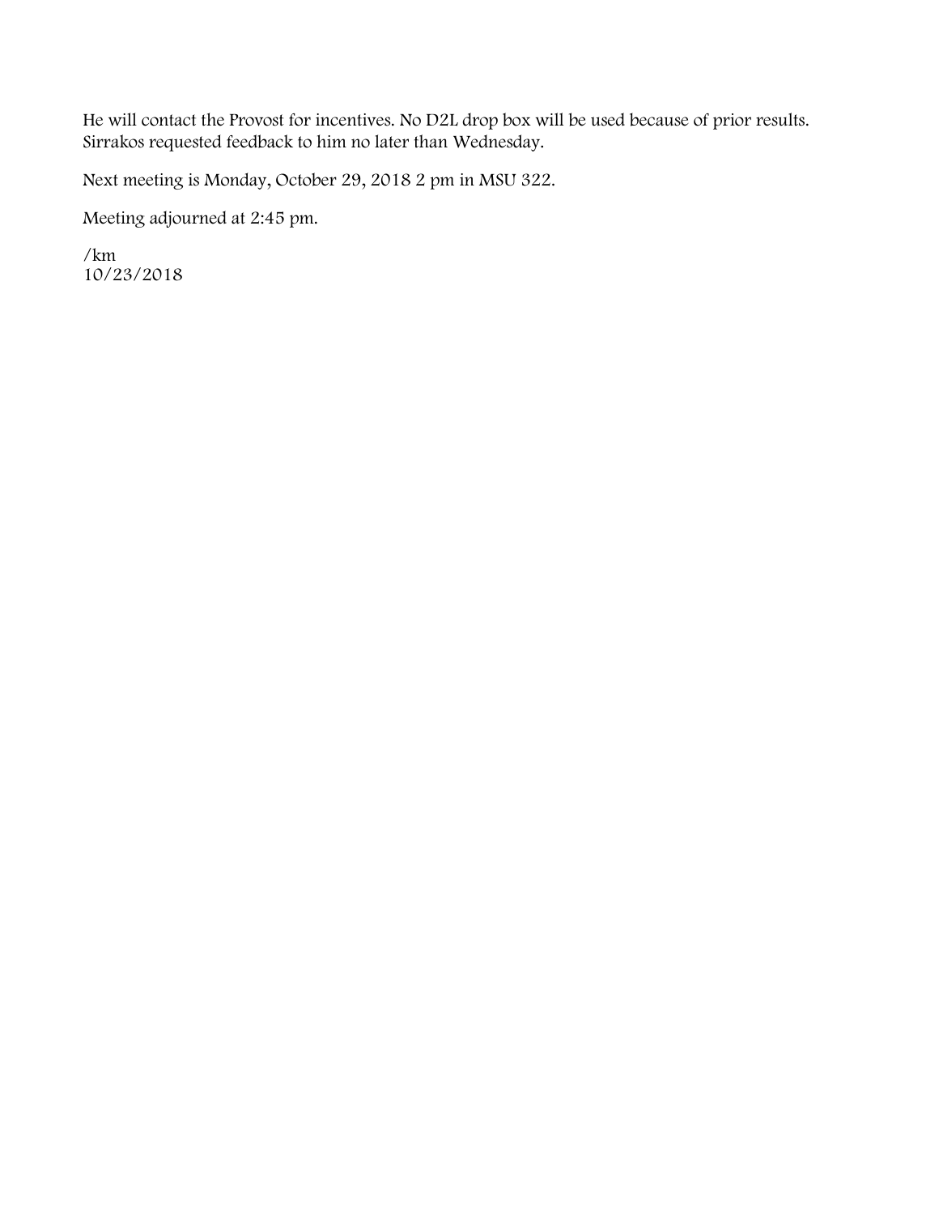He will contact the Provost for incentives. No D2L drop box will be used because of prior results. Sirrakos requested feedback to him no later than Wednesday.

Next meeting is Monday, October 29, 2018 2 pm in MSU 322.

Meeting adjourned at 2:45 pm.

/km
10/23/2018